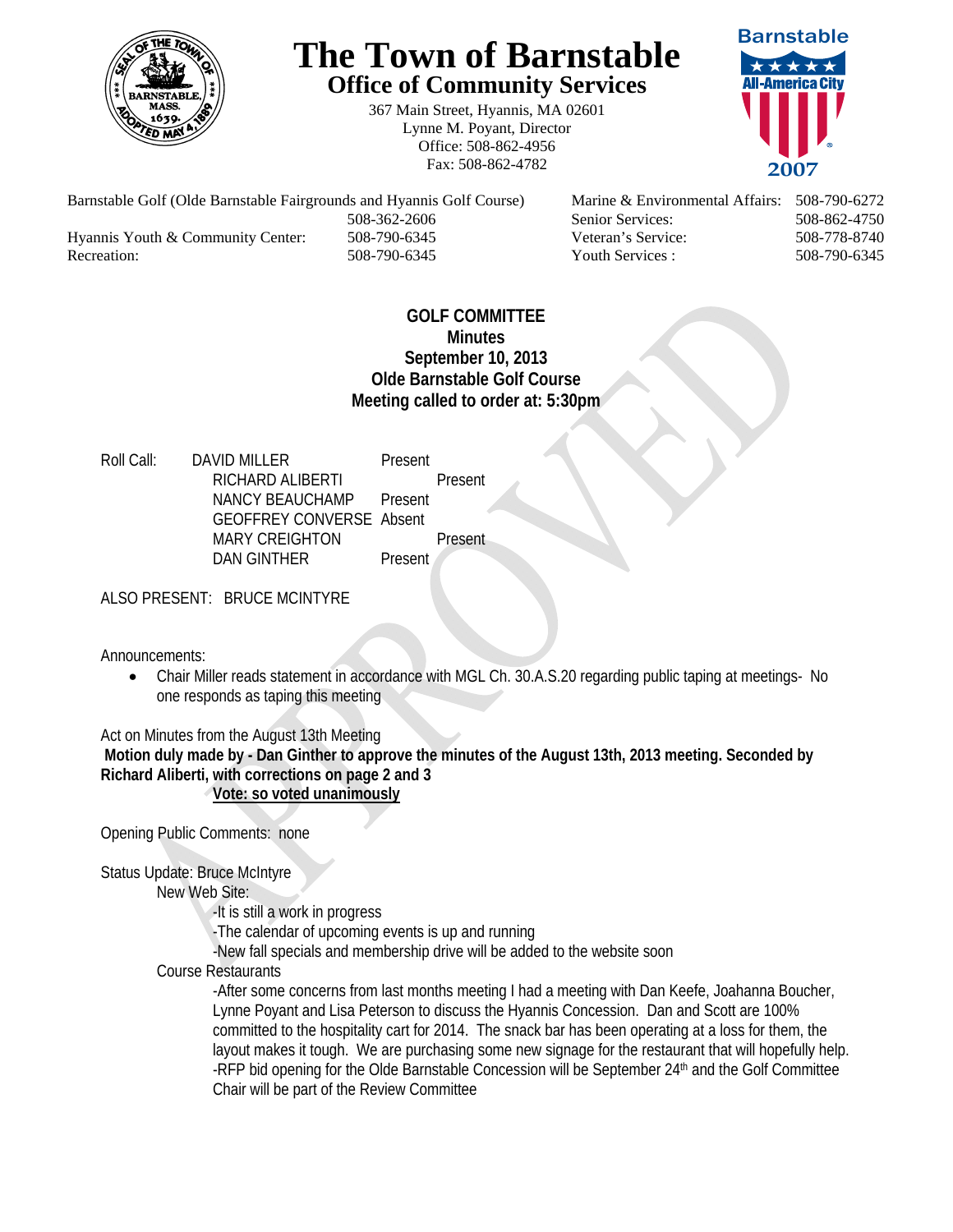# The Town of Barnstable

## Office of Community Services

367 Main Street, Hyannis, MA 02601
Lynne M. Poyant, Director
Office: 508-862-4956
Fax: 508-862-4782

| | | | |
|---|---|---|---|
| Barnstable Golf (Olde Barnstable Fairgrounds and Hyannis Golf Course) | 508-362-2606 | Marine & Environmental Affairs: | 508-790-6272 |
| | | Senior Services: | 508-862-4750 |
| Hyannis Youth & Community Center: | 508-790-6345 | Veteran's Service: | 508-778-8740 |
| Recreation: | 508-790-6345 | Youth Services : | 508-790-6345 |

**GOLF COMMITTEE**
**Minutes**
**September 10, 2013**
**Olde Barnstable Golf Course**
**Meeting called to order at: 5:30pm**

Roll Call:

| | |
|---|---|
| DAVID MILLER | Present |
| RICHARD ALIBERTI | Present |
| NANCY BEAUCHAMP | Present |
| GEOFFREY CONVERSE | Absent |
| MARY CREIGHTON | Present |
| DAN GINTHER | Present |

ALSO PRESENT: BRUCE MCINTYRE

Announcements:

- Chair Miller reads statement in accordance with MGL Ch. 30.A.S.20 regarding public taping at meetings- No one responds as taping this meeting

Act on Minutes from the August 13th Meeting

**Motion duly made by - Dan Ginther to approve the minutes of the August 13th, 2013 meeting. Seconded by Richard Aliberti, with corrections on page 2 and 3**

**<u>Vote: so voted unanimously</u>**

Opening Public Comments: none

Status Update: Bruce McIntyre

New Web Site:

-It is still a work in progress
-The calendar of upcoming events is up and running
-New fall specials and membership drive will be added to the website soon

Course Restaurants

-After some concerns from last months meeting I had a meeting with Dan Keefe, Joahanna Boucher, Lynne Poyant and Lisa Peterson to discuss the Hyannis Concession. Dan and Scott are 100% committed to the hospitality cart for 2014. The snack bar has been operating at a loss for them, the layout makes it tough. We are purchasing some new signage for the restaurant that will hopefully help.
-RFP bid opening for the Olde Barnstable Concession will be September 24th and the Golf Committee Chair will be part of the Review Committee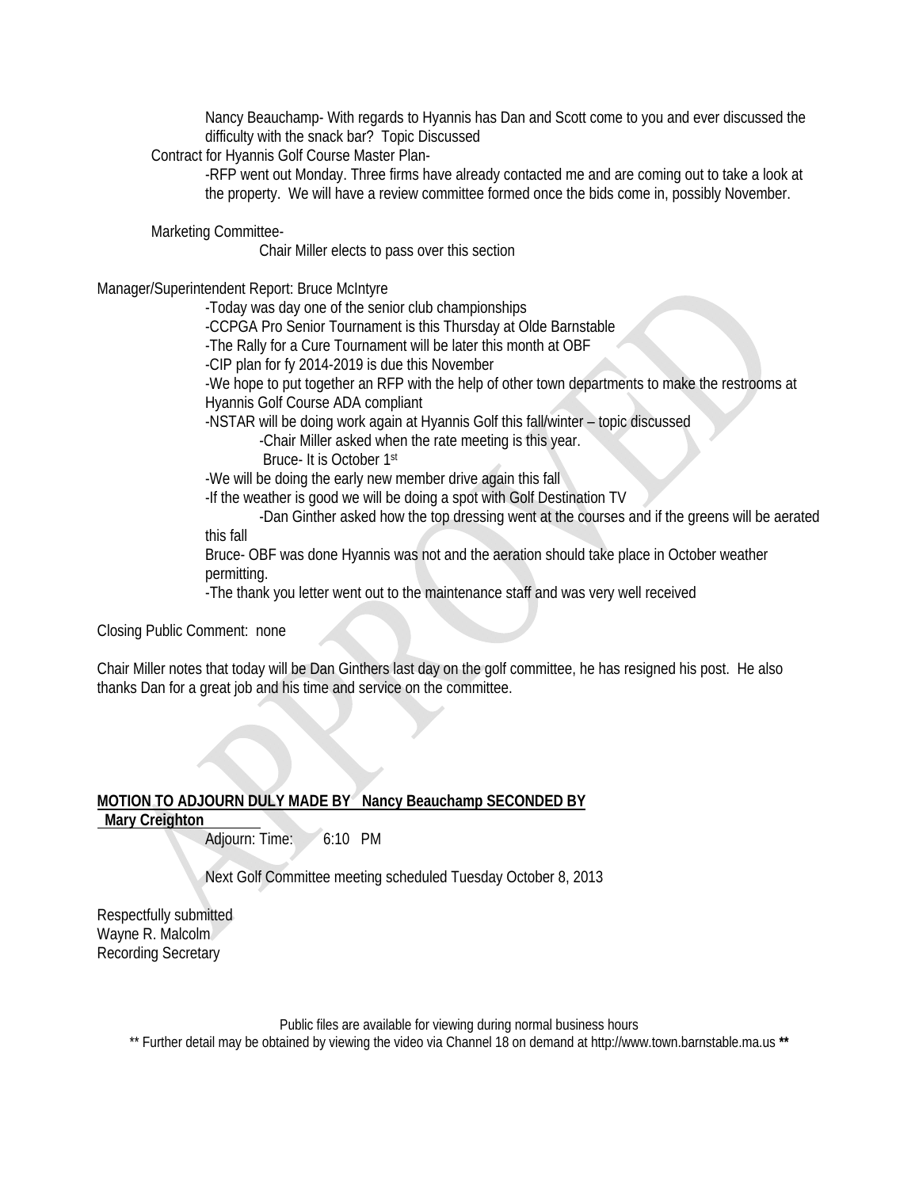Nancy Beauchamp- With regards to Hyannis has Dan and Scott come to you and ever discussed the difficulty with the snack bar? Topic Discussed

Contract for Hyannis Golf Course Master Plan-

-RFP went out Monday. Three firms have already contacted me and are coming out to take a look at the property. We will have a review committee formed once the bids come in, possibly November.

Marketing Committee-

Chair Miller elects to pass over this section

Manager/Superintendent Report: Bruce McIntyre

-Today was day one of the senior club championships

-CCPGA Pro Senior Tournament is this Thursday at Olde Barnstable

-The Rally for a Cure Tournament will be later this month at OBF

-CIP plan for fy 2014-2019 is due this November

-We hope to put together an RFP with the help of other town departments to make the restrooms at Hyannis Golf Course ADA compliant

-NSTAR will be doing work again at Hyannis Golf this fall/winter – topic discussed

-Chair Miller asked when the rate meeting is this year.

Bruce- It is October 1st

-We will be doing the early new member drive again this fall

-If the weather is good we will be doing a spot with Golf Destination TV

-Dan Ginther asked how the top dressing went at the courses and if the greens will be aerated this fall

Bruce- OBF was done Hyannis was not and the aeration should take place in October weather permitting.

-The thank you letter went out to the maintenance staff and was very well received

Closing Public Comment: none

Chair Miller notes that today will be Dan Ginthers last day on the golf committee, he has resigned his post. He also thanks Dan for a great job and his time and service on the committee.

**MOTION TO ADJOURN DULY MADE BY Nancy Beauchamp SECONDED BY Mary Creighton**

Adjourn: Time: 6:10 PM

Next Golf Committee meeting scheduled Tuesday October 8, 2013

Respectfully submitted
Wayne R. Malcolm
Recording Secretary

Public files are available for viewing during normal business hours

** Further detail may be obtained by viewing the video via Channel 18 on demand at http://www.town.barnstable.ma.us **